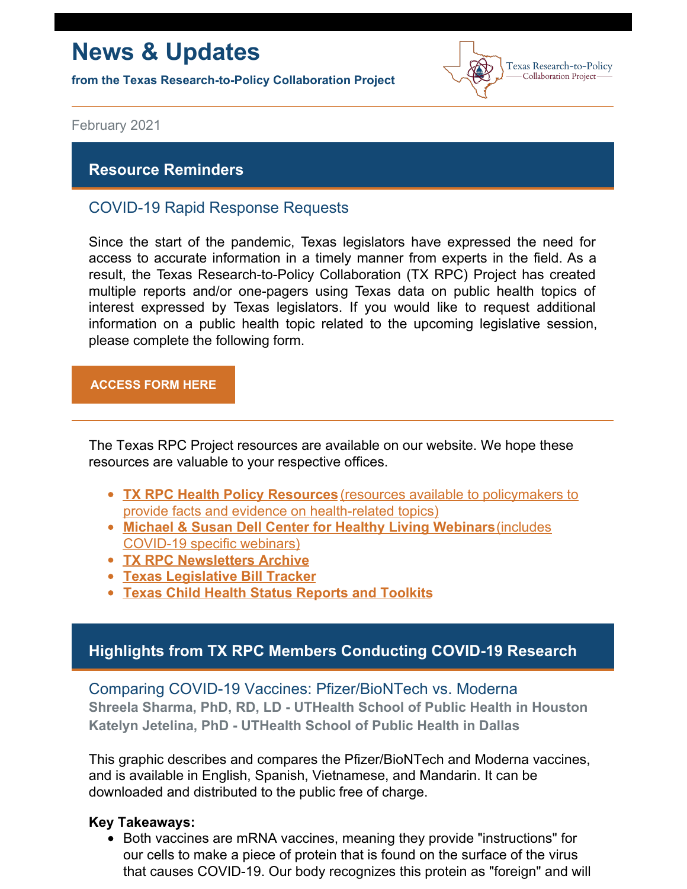# News & Updates

**from the Texas Research-to-Policy Collaboration Project**

Texas Research-to-Policy Collaboration Project

February 2021

## Resource Reminders

### COVID-19 Rapid Response Requests

Since the start of the pandemic, Texas legislators have expressed the need for access to accurate information in a timely manner from experts in the field. As a result, the Texas Research-to-Policy Collaboration (TX RPC) Project has created multiple reports and/or one-pagers using Texas data on public health topics of interest expressed by Texas legislators. If you would like to request additional information on a public health topic related to the upcoming legislative session, please complete the following form.

**ACCESS FORM HERE**

---

The Texas RPC Project resources are available on our website. We hope these resources are valuable to your respective offices.

- **TX RPC Health Policy Resources** (resources available to policymakers to provide facts and evidence on health-related topics)
- **Michael & Susan Dell Center for Healthy Living Webinars** (includes COVID-19 specific webinars)
- **TX RPC Newsletters Archive**
- **Texas Legislative Bill Tracker**
- **Texas Child Health Status Reports and Toolkits**

## Highlights from TX RPC Members Conducting COVID-19 Research

### Comparing COVID-19 Vaccines: Pfizer/BioNTech vs. Moderna

**Shreela Sharma, PhD, RD, LD - UTHealth School of Public Health in Houston**
**Katelyn Jetelina, PhD - UTHealth School of Public Health in Dallas**

This graphic describes and compares the Pfizer/BioNTech and Moderna vaccines, and is available in English, Spanish, Vietnamese, and Mandarin. It can be downloaded and distributed to the public free of charge.

**Key Takeaways:**

- Both vaccines are mRNA vaccines, meaning they provide "instructions" for our cells to make a piece of protein that is found on the surface of the virus that causes COVID-19. Our body recognizes this protein as "foreign" and will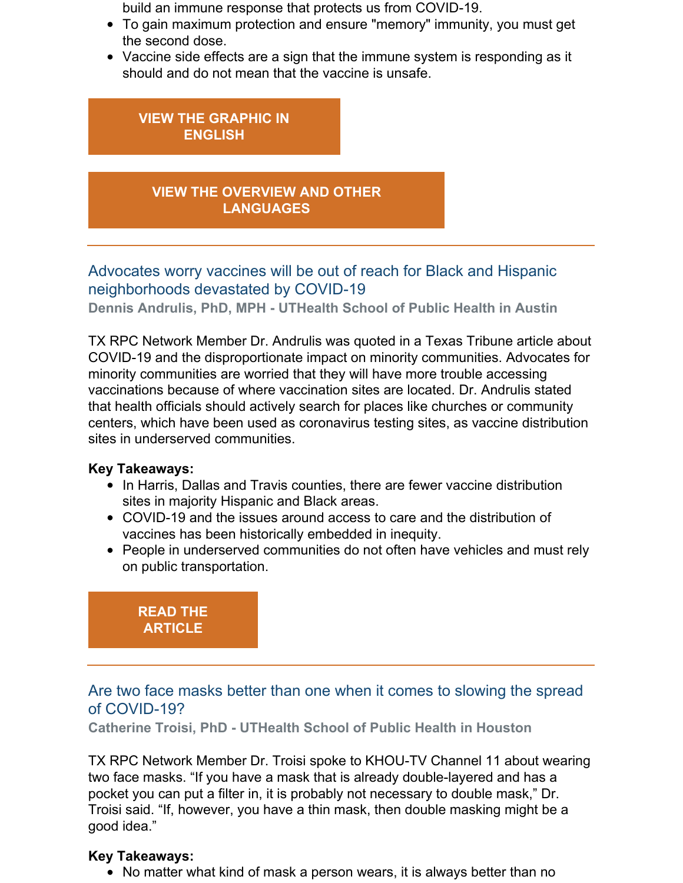build an immune response that protects us from COVID-19.

- To gain maximum protection and ensure "memory" immunity, you must get the second dose.
- Vaccine side effects are a sign that the immune system is responding as it should and do not mean that the vaccine is unsafe.

**VIEW THE GRAPHIC IN ENGLISH**

**VIEW THE OVERVIEW AND OTHER LANGUAGES**

---

## Advocates worry vaccines will be out of reach for Black and Hispanic neighborhoods devastated by COVID-19

**Dennis Andrulis, PhD, MPH - UTHealth School of Public Health in Austin**

TX RPC Network Member Dr. Andrulis was quoted in a Texas Tribune article about COVID-19 and the disproportionate impact on minority communities. Advocates for minority communities are worried that they will have more trouble accessing vaccinations because of where vaccination sites are located. Dr. Andrulis stated that health officials should actively search for places like churches or community centers, which have been used as coronavirus testing sites, as vaccine distribution sites in underserved communities.

**Key Takeaways:**

- In Harris, Dallas and Travis counties, there are fewer vaccine distribution sites in majority Hispanic and Black areas.
- COVID-19 and the issues around access to care and the distribution of vaccines has been historically embedded in inequity.
- People in underserved communities do not often have vehicles and must rely on public transportation.

**READ THE ARTICLE**

---

## Are two face masks better than one when it comes to slowing the spread of COVID-19?

**Catherine Troisi, PhD - UTHealth School of Public Health in Houston**

TX RPC Network Member Dr. Troisi spoke to KHOU-TV Channel 11 about wearing two face masks. “If you have a mask that is already double-layered and has a pocket you can put a filter in, it is probably not necessary to double mask,” Dr. Troisi said. “If, however, you have a thin mask, then double masking might be a good idea.”

**Key Takeaways:**

- No matter what kind of mask a person wears, it is always better than no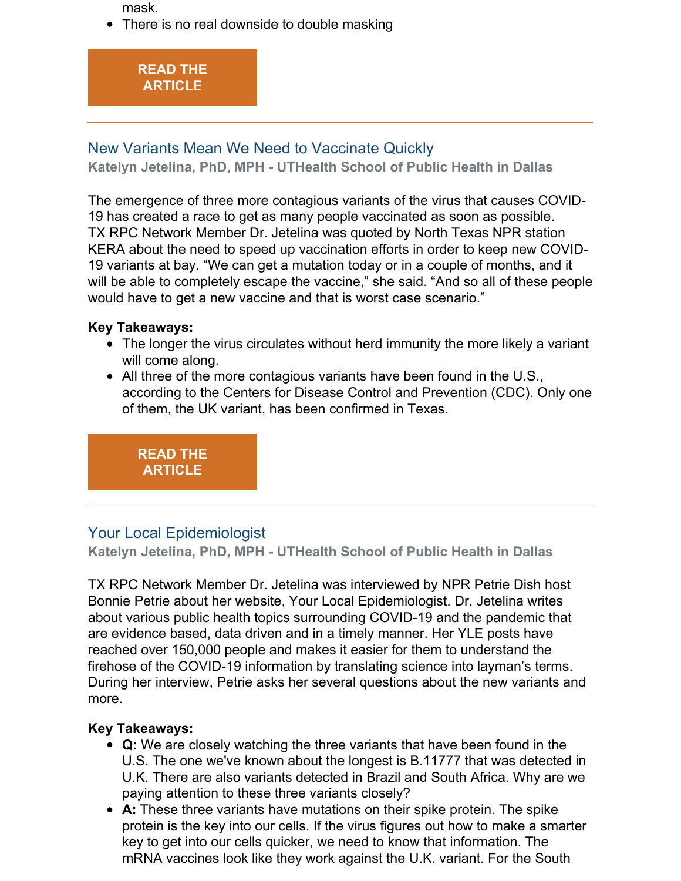mask.

- There is no real downside to double masking

READ THE ARTICLE

---

## New Variants Mean We Need to Vaccinate Quickly

**Katelyn Jetelina, PhD, MPH - UTHealth School of Public Health in Dallas**

The emergence of three more contagious variants of the virus that causes COVID-19 has created a race to get as many people vaccinated as soon as possible. TX RPC Network Member Dr. Jetelina was quoted by North Texas NPR station KERA about the need to speed up vaccination efforts in order to keep new COVID-19 variants at bay. “We can get a mutation today or in a couple of months, and it will be able to completely escape the vaccine,” she said. “And so all of these people would have to get a new vaccine and that is worst case scenario.”

**Key Takeaways:**

- The longer the virus circulates without herd immunity the more likely a variant will come along.
- All three of the more contagious variants have been found in the U.S., according to the Centers for Disease Control and Prevention (CDC). Only one of them, the UK variant, has been confirmed in Texas.

READ THE ARTICLE

---

## Your Local Epidemiologist

**Katelyn Jetelina, PhD, MPH - UTHealth School of Public Health in Dallas**

TX RPC Network Member Dr. Jetelina was interviewed by NPR Petrie Dish host Bonnie Petrie about her website, Your Local Epidemiologist. Dr. Jetelina writes about various public health topics surrounding COVID-19 and the pandemic that are evidence based, data driven and in a timely manner. Her YLE posts have reached over 150,000 people and makes it easier for them to understand the firehose of the COVID-19 information by translating science into layman’s terms. During her interview, Petrie asks her several questions about the new variants and more.

**Key Takeaways:**

- **Q:** We are closely watching the three variants that have been found in the U.S. The one we've known about the longest is B.11777 that was detected in U.K. There are also variants detected in Brazil and South Africa. Why are we paying attention to these three variants closely?
- **A:** These three variants have mutations on their spike protein. The spike protein is the key into our cells. If the virus figures out how to make a smarter key to get into our cells quicker, we need to know that information. The mRNA vaccines look like they work against the U.K. variant. For the South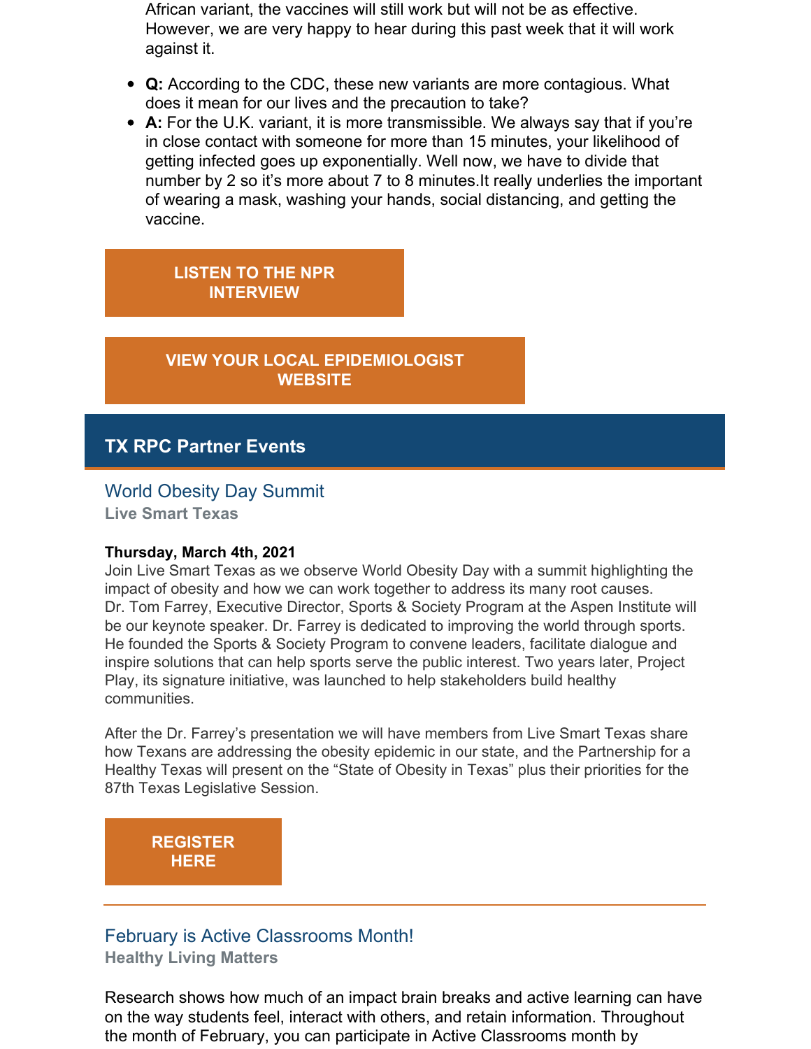African variant, the vaccines will still work but will not be as effective. However, we are very happy to hear during this past week that it will work against it.

- **Q:** According to the CDC, these new variants are more contagious. What does it mean for our lives and the precaution to take?
- **A:** For the U.K. variant, it is more transmissible. We always say that if you're in close contact with someone for more than 15 minutes, your likelihood of getting infected goes up exponentially. Well now, we have to divide that number by 2 so it's more about 7 to 8 minutes.It really underlies the important of wearing a mask, washing your hands, social distancing, and getting the vaccine.

**LISTEN TO THE NPR INTERVIEW**

**VIEW YOUR LOCAL EPIDEMIOLOGIST WEBSITE**

## TX RPC Partner Events

### World Obesity Day Summit

**Live Smart Texas**

**Thursday, March 4th, 2021**

Join Live Smart Texas as we observe World Obesity Day with a summit highlighting the impact of obesity and how we can work together to address its many root causes. Dr. Tom Farrey, Executive Director, Sports & Society Program at the Aspen Institute will be our keynote speaker. Dr. Farrey is dedicated to improving the world through sports. He founded the Sports & Society Program to convene leaders, facilitate dialogue and inspire solutions that can help sports serve the public interest. Two years later, Project Play, its signature initiative, was launched to help stakeholders build healthy communities.

After the Dr. Farrey's presentation we will have members from Live Smart Texas share how Texans are addressing the obesity epidemic in our state, and the Partnership for a Healthy Texas will present on the "State of Obesity in Texas" plus their priorities for the 87th Texas Legislative Session.

**REGISTER HERE**

---

### February is Active Classrooms Month!

**Healthy Living Matters**

Research shows how much of an impact brain breaks and active learning can have on the way students feel, interact with others, and retain information. Throughout the month of February, you can participate in Active Classrooms month by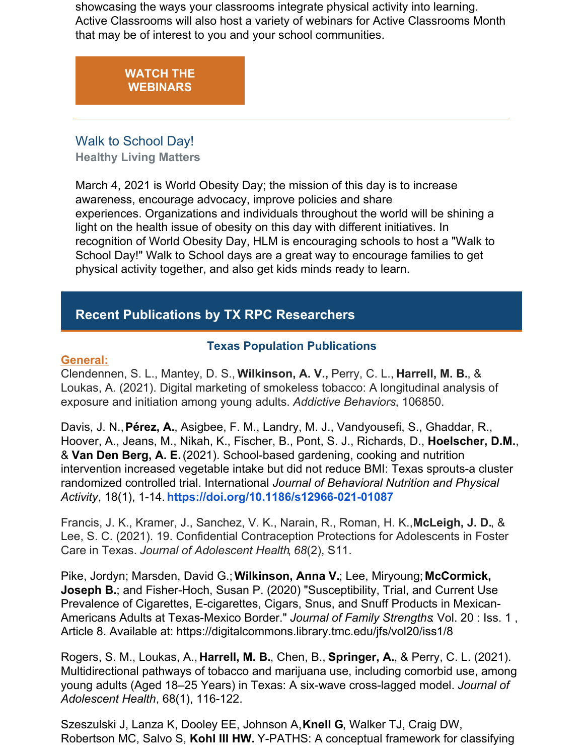showcasing the ways your classrooms integrate physical activity into learning. Active Classrooms will also host a variety of webinars for Active Classrooms Month that may be of interest to you and your school communities.

**WATCH THE WEBINARS**

---

### Walk to School Day!

**Healthy Living Matters**

March 4, 2021 is World Obesity Day; the mission of this day is to increase awareness, encourage advocacy, improve policies and share experiences. Organizations and individuals throughout the world will be shining a light on the health issue of obesity on this day with different initiatives. In recognition of World Obesity Day, HLM is encouraging schools to host a "Walk to School Day!" Walk to School days are a great way to encourage families to get physical activity together, and also get kids minds ready to learn.

## Recent Publications by TX RPC Researchers

### Texas Population Publications

**General:**

Clendennen, S. L., Mantey, D. S., **Wilkinson, A. V.,** Perry, C. L., **Harrell, M. B.**, & Loukas, A. (2021). Digital marketing of smokeless tobacco: A longitudinal analysis of exposure and initiation among young adults. *Addictive Behaviors*, 106850.

Davis, J. N., **Pérez, A.**, Asigbee, F. M., Landry, M. J., Vandyousefi, S., Ghaddar, R., Hoover, A., Jeans, M., Nikah, K., Fischer, B., Pont, S. J., Richards, D., **Hoelscher, D.M.**, & **Van Den Berg, A. E.** (2021). School-based gardening, cooking and nutrition intervention increased vegetable intake but did not reduce BMI: Texas sprouts-a cluster randomized controlled trial. International *Journal of Behavioral Nutrition and Physical Activity*, 18(1), 1-14. **https://doi.org/10.1186/s12966-021-01087**

Francis, J. K., Kramer, J., Sanchez, V. K., Narain, R., Roman, H. K., **McLeigh, J. D.**, & Lee, S. C. (2021). 19. Confidential Contraception Protections for Adolescents in Foster Care in Texas. *Journal of Adolescent Health*, *68*(2), S11.

Pike, Jordyn; Marsden, David G.; **Wilkinson, Anna V.**; Lee, Miryoung; **McCormick, Joseph B.**; and Fisher-Hoch, Susan P. (2020) "Susceptibility, Trial, and Current Use Prevalence of Cigarettes, E-cigarettes, Cigars, Snus, and Snuff Products in Mexican-Americans Adults at Texas-Mexico Border." *Journal of Family Strengths*: Vol. 20 : Iss. 1 , Article 8. Available at: https://digitalcommons.library.tmc.edu/jfs/vol20/iss1/8

Rogers, S. M., Loukas, A., **Harrell, M. B.**, Chen, B., **Springer, A.**, & Perry, C. L. (2021). Multidirectional pathways of tobacco and marijuana use, including comorbid use, among young adults (Aged 18–25 Years) in Texas: A six-wave cross-lagged model. *Journal of Adolescent Health*, 68(1), 116-122.

Szeszulski J, Lanza K, Dooley EE, Johnson A, **Knell G**, Walker TJ, Craig DW, Robertson MC, Salvo S, **Kohl III HW.** Y-PATHS: A conceptual framework for classifying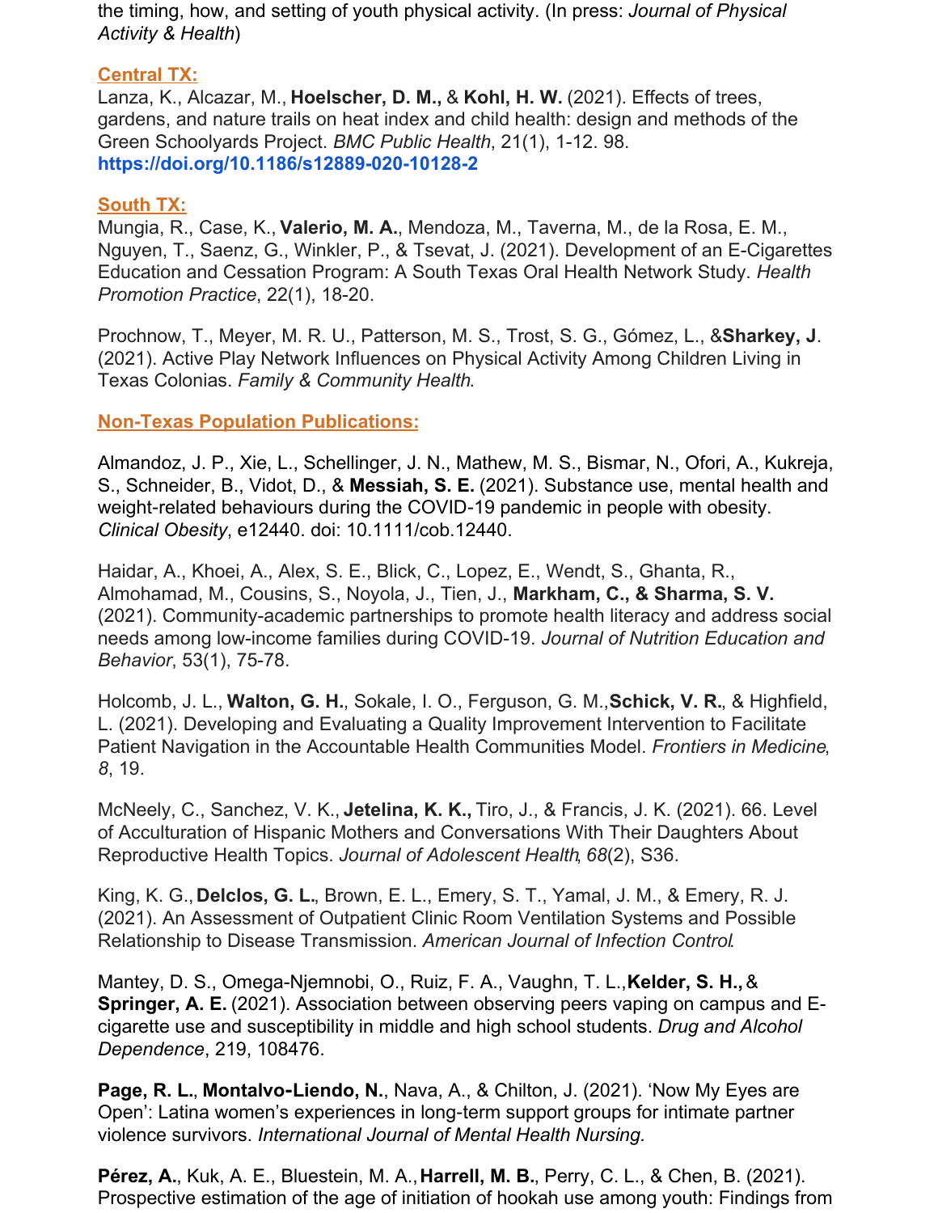the timing, how, and setting of youth physical activity. (In press: *Journal of Physical Activity & Health*)

**Central TX:**

Lanza, K., Alcazar, M., **Hoelscher, D. M.,** & **Kohl, H. W.** (2021). Effects of trees, gardens, and nature trails on heat index and child health: design and methods of the Green Schoolyards Project. *BMC Public Health*, 21(1), 1-12. 98. **https://doi.org/10.1186/s12889-020-10128-2**

**South TX:**

Mungia, R., Case, K., **Valerio, M. A.**, Mendoza, M., Taverna, M., de la Rosa, E. M., Nguyen, T., Saenz, G., Winkler, P., & Tsevat, J. (2021). Development of an E-Cigarettes Education and Cessation Program: A South Texas Oral Health Network Study. *Health Promotion Practice*, 22(1), 18-20.

Prochnow, T., Meyer, M. R. U., Patterson, M. S., Trost, S. G., Gómez, L., &**Sharkey, J**. (2021). Active Play Network Influences on Physical Activity Among Children Living in Texas Colonias. *Family & Community Health*.

**Non-Texas Population Publications:**

Almandoz, J. P., Xie, L., Schellinger, J. N., Mathew, M. S., Bismar, N., Ofori, A., Kukreja, S., Schneider, B., Vidot, D., & **Messiah, S. E.** (2021). Substance use, mental health and weight-related behaviours during the COVID-19 pandemic in people with obesity. *Clinical Obesity*, e12440. doi: 10.1111/cob.12440.

Haidar, A., Khoei, A., Alex, S. E., Blick, C., Lopez, E., Wendt, S., Ghanta, R., Almohamad, M., Cousins, S., Noyola, J., Tien, J., **Markham, C., & Sharma, S. V.** (2021). Community-academic partnerships to promote health literacy and address social needs among low-income families during COVID-19. *Journal of Nutrition Education and Behavior*, 53(1), 75-78.

Holcomb, J. L., **Walton, G. H.**, Sokale, I. O., Ferguson, G. M.,**Schick, V. R.**, & Highfield, L. (2021). Developing and Evaluating a Quality Improvement Intervention to Facilitate Patient Navigation in the Accountable Health Communities Model. *Frontiers in Medicine*, *8*, 19.

McNeely, C., Sanchez, V. K., **Jetelina, K. K.,** Tiro, J., & Francis, J. K. (2021). 66. Level of Acculturation of Hispanic Mothers and Conversations With Their Daughters About Reproductive Health Topics. *Journal of Adolescent Health*, *68*(2), S36.

King, K. G., **Delclos, G. L.**, Brown, E. L., Emery, S. T., Yamal, J. M., & Emery, R. J. (2021). An Assessment of Outpatient Clinic Room Ventilation Systems and Possible Relationship to Disease Transmission. *American Journal of Infection Control*.

Mantey, D. S., Omega-Njemnobi, O., Ruiz, F. A., Vaughn, T. L.,**Kelder, S. H.,** & **Springer, A. E.** (2021). Association between observing peers vaping on campus and E-cigarette use and susceptibility in middle and high school students. *Drug and Alcohol Dependence*, 219, 108476.

**Page, R. L.**, **Montalvo-Liendo, N.**, Nava, A., & Chilton, J. (2021). 'Now My Eyes are Open': Latina women's experiences in long-term support groups for intimate partner violence survivors. *International Journal of Mental Health Nursing.*

**Pérez, A.**, Kuk, A. E., Bluestein, M. A.,**Harrell, M. B.**, Perry, C. L., & Chen, B. (2021). Prospective estimation of the age of initiation of hookah use among youth: Findings from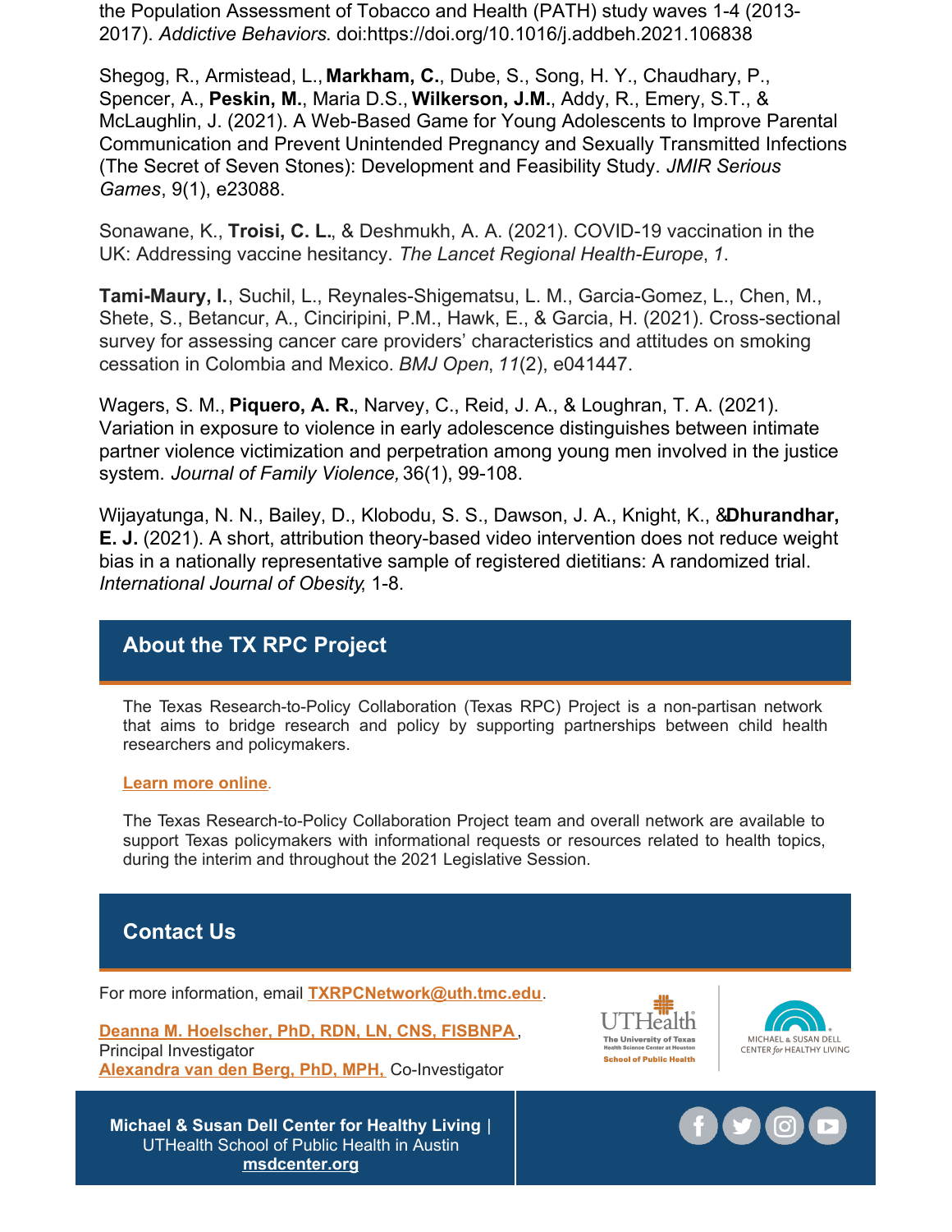the Population Assessment of Tobacco and Health (PATH) study waves 1-4 (2013-2017). *Addictive Behaviors*. doi:https://doi.org/10.1016/j.addbeh.2021.106838

Shegog, R., Armistead, L., **Markham, C.**, Dube, S., Song, H. Y., Chaudhary, P., Spencer, A., **Peskin, M.**, Maria D.S., **Wilkerson, J.M.**, Addy, R., Emery, S.T., & McLaughlin, J. (2021). A Web-Based Game for Young Adolescents to Improve Parental Communication and Prevent Unintended Pregnancy and Sexually Transmitted Infections (The Secret of Seven Stones): Development and Feasibility Study. *JMIR Serious Games*, 9(1), e23088.

Sonawane, K., **Troisi, C. L.**, & Deshmukh, A. A. (2021). COVID-19 vaccination in the UK: Addressing vaccine hesitancy. *The Lancet Regional Health-Europe*, *1*.

**Tami-Maury, I.**, Suchil, L., Reynales-Shigematsu, L. M., Garcia-Gomez, L., Chen, M., Shete, S., Betancur, A., Cinciripini, P.M., Hawk, E., & Garcia, H. (2021). Cross-sectional survey for assessing cancer care providers' characteristics and attitudes on smoking cessation in Colombia and Mexico. *BMJ Open*, *11*(2), e041447.

Wagers, S. M., **Piquero, A. R.**, Narvey, C., Reid, J. A., & Loughran, T. A. (2021). Variation in exposure to violence in early adolescence distinguishes between intimate partner violence victimization and perpetration among young men involved in the justice system. *Journal of Family Violence,* 36(1), 99-108.

Wijayatunga, N. N., Bailey, D., Klobodu, S. S., Dawson, J. A., Knight, K., &**Dhurandhar, E. J.** (2021). A short, attribution theory-based video intervention does not reduce weight bias in a nationally representative sample of registered dietitians: A randomized trial. *International Journal of Obesity*, 1-8.

## About the TX RPC Project

The Texas Research-to-Policy Collaboration (Texas RPC) Project is a non-partisan network that aims to bridge research and policy by supporting partnerships between child health researchers and policymakers.

**Learn more online**.

The Texas Research-to-Policy Collaboration Project team and overall network are available to support Texas policymakers with informational requests or resources related to health topics, during the interim and throughout the 2021 Legislative Session.

## Contact Us

For more information, email **TXRPCNetwork@uth.tmc.edu**.

**Deanna M. Hoelscher, PhD, RDN, LN, CNS, FISBNPA**, Principal Investigator
**Alexandra van den Berg, PhD, MPH,** Co-Investigator

UTHealth The University of Texas Health Science Center at Houston School of Public Health

MICHAEL & SUSAN DELL CENTER *for* HEALTHY LIVING

**Michael & Susan Dell Center for Healthy Living** | UTHealth School of Public Health in Austin
**msdcenter.org**